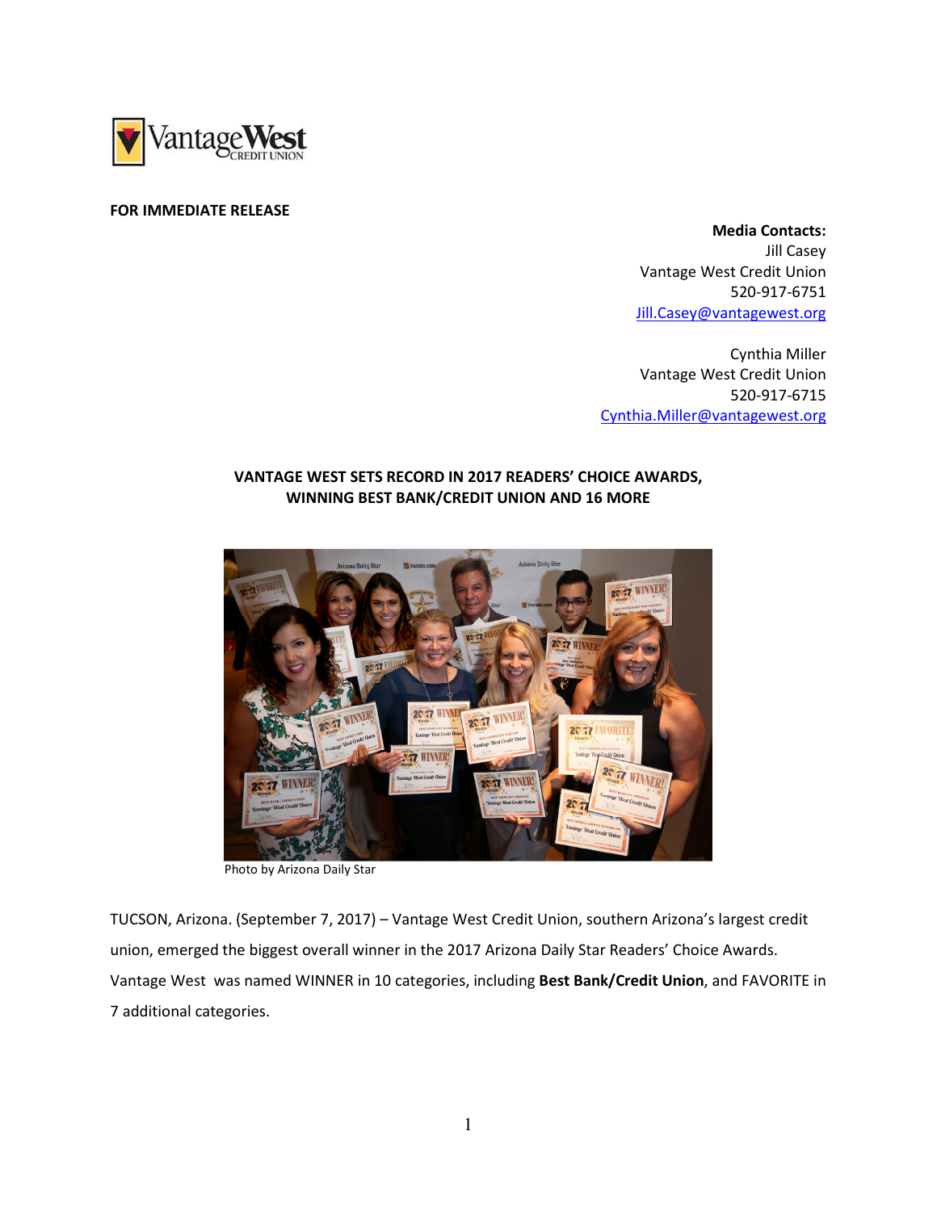Vantage West CREDIT UNION

**FOR IMMEDIATE RELEASE**

**Media Contacts:**
Jill Casey
Vantage West Credit Union
520-917-6751
Jill.Casey@vantagewest.org

Cynthia Miller
Vantage West Credit Union
520-917-6715
Cynthia.Miller@vantagewest.org

**VANTAGE WEST SETS RECORD IN 2017 READERS' CHOICE AWARDS, WINNING BEST BANK/CREDIT UNION AND 16 MORE**

Photo by Arizona Daily Star

TUCSON, Arizona. (September 7, 2017) – Vantage West Credit Union, southern Arizona's largest credit union, emerged the biggest overall winner in the 2017 Arizona Daily Star Readers' Choice Awards. Vantage West was named WINNER in 10 categories, including **Best Bank/Credit Union**, and FAVORITE in 7 additional categories.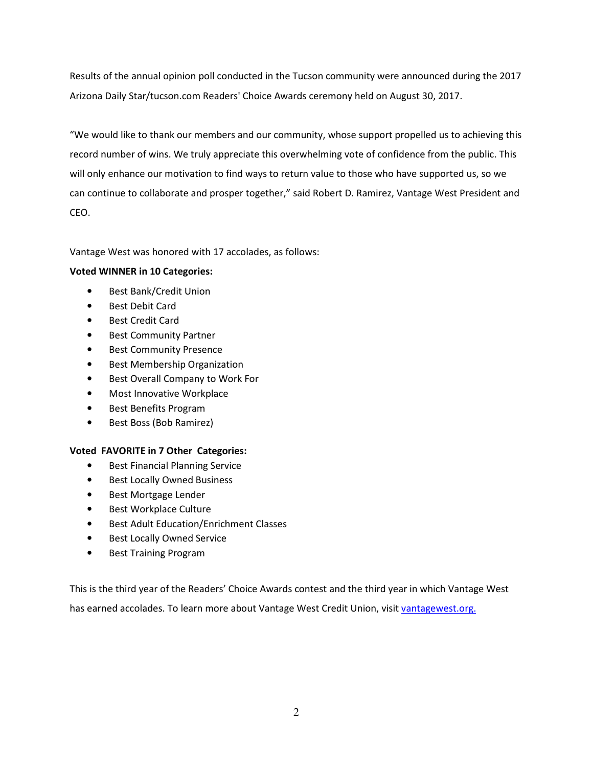Results of the annual opinion poll conducted in the Tucson community were announced during the 2017 Arizona Daily Star/tucson.com Readers' Choice Awards ceremony held on August 30, 2017.

"We would like to thank our members and our community, whose support propelled us to achieving this record number of wins. We truly appreciate this overwhelming vote of confidence from the public. This will only enhance our motivation to find ways to return value to those who have supported us, so we can continue to collaborate and prosper together," said Robert D. Ramirez, Vantage West President and CEO.

Vantage West was honored with 17 accolades, as follows:

**Voted WINNER in 10 Categories:**

- Best Bank/Credit Union
- Best Debit Card
- Best Credit Card
- Best Community Partner
- Best Community Presence
- Best Membership Organization
- Best Overall Company to Work For
- Most Innovative Workplace
- Best Benefits Program
- Best Boss (Bob Ramirez)

**Voted FAVORITE in 7 Other Categories:**

- Best Financial Planning Service
- Best Locally Owned Business
- Best Mortgage Lender
- Best Workplace Culture
- Best Adult Education/Enrichment Classes
- Best Locally Owned Service
- Best Training Program

This is the third year of the Readers' Choice Awards contest and the third year in which Vantage West has earned accolades. To learn more about Vantage West Credit Union, visit [vantagewest.org.](vantagewest.org)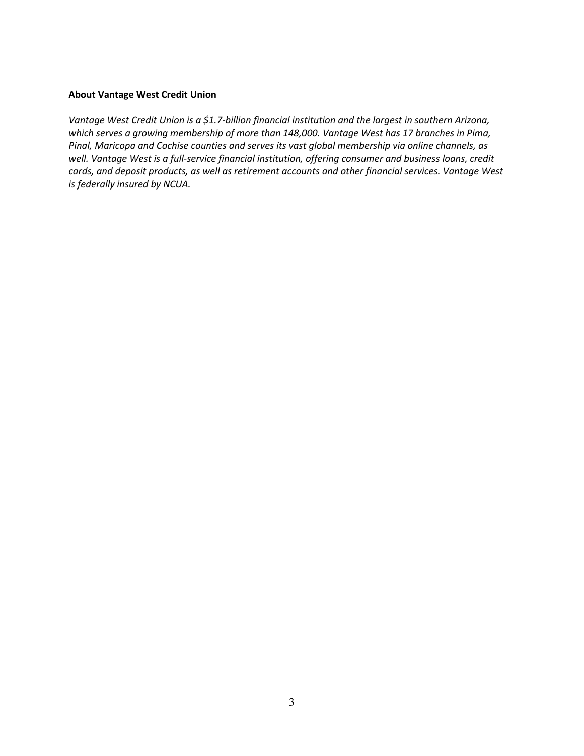**About Vantage West Credit Union**

*Vantage West Credit Union is a $1.7-billion financial institution and the largest in southern Arizona, which serves a growing membership of more than 148,000. Vantage West has 17 branches in Pima, Pinal, Maricopa and Cochise counties and serves its vast global membership via online channels, as well. Vantage West is a full-service financial institution, offering consumer and business loans, credit cards, and deposit products, as well as retirement accounts and other financial services. Vantage West is federally insured by NCUA.*